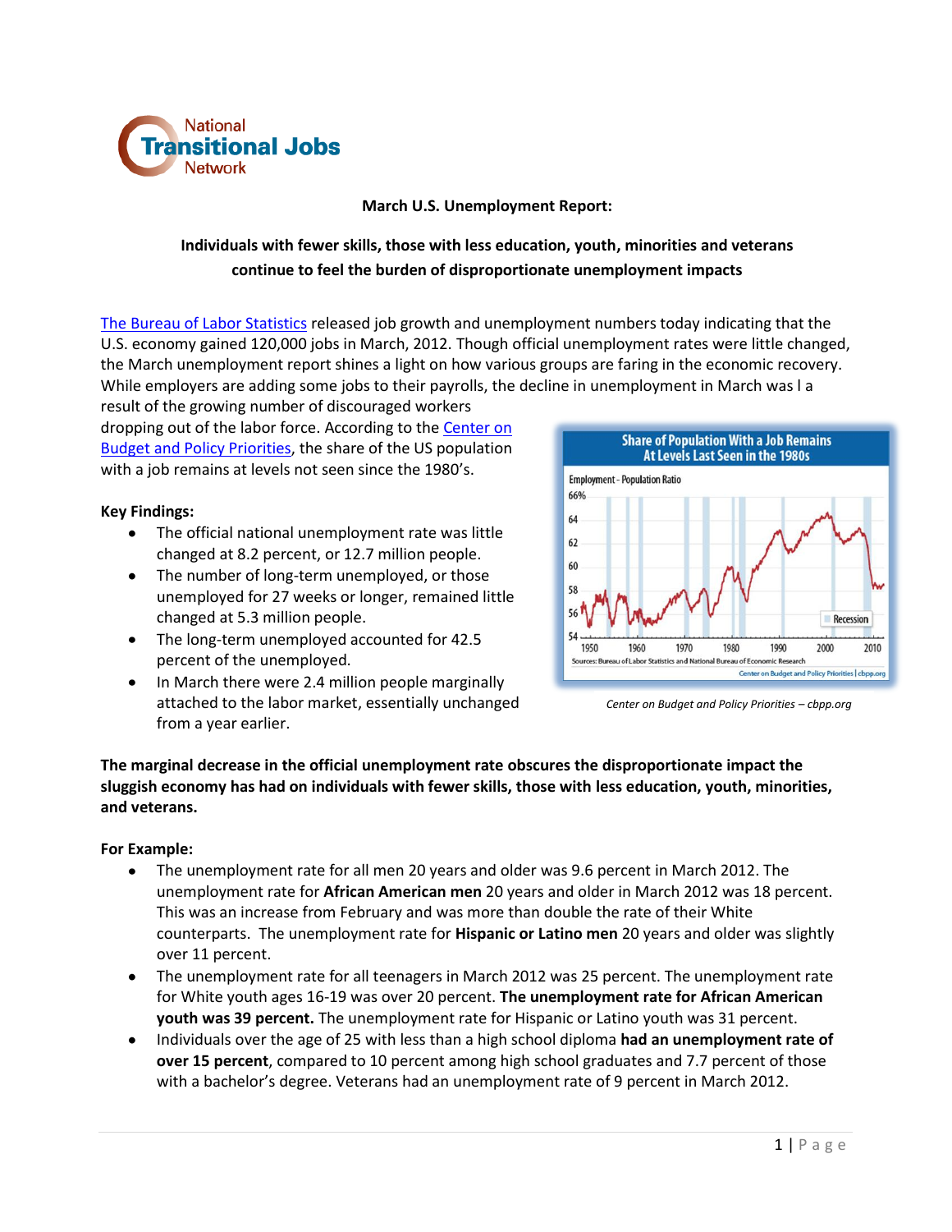National Transitional Jobs Network

**March U.S. Unemployment Report:**

**Individuals with fewer skills, those with less education, youth, minorities and veterans continue to feel the burden of disproportionate unemployment impacts**

The Bureau of Labor Statistics released job growth and unemployment numbers today indicating that the U.S. economy gained 120,000 jobs in March, 2012. Though official unemployment rates were little changed, the March unemployment report shines a light on how various groups are faring in the economic recovery. While employers are adding some jobs to their payrolls, the decline in unemployment in March was l a result of the growing number of discouraged workers dropping out of the labor force. According to the Center on Budget and Policy Priorities, the share of the US population with a job remains at levels not seen since the 1980's.

**Key Findings:**

- The official national unemployment rate was little changed at 8.2 percent, or 12.7 million people.
- The number of long-term unemployed, or those unemployed for 27 weeks or longer, remained little changed at 5.3 million people.
- The long-term unemployed accounted for 42.5 percent of the unemployed.
- In March there were 2.4 million people marginally attached to the labor market, essentially unchanged from a year earlier.

Share of Population With a Job Remains At Levels Last Seen in the 1980s

*Center on Budget and Policy Priorities – cbpp.org*

**The marginal decrease in the official unemployment rate obscures the disproportionate impact the sluggish economy has had on individuals with fewer skills, those with less education, youth, minorities, and veterans.**

**For Example:**

- The unemployment rate for all men 20 years and older was 9.6 percent in March 2012. The unemployment rate for **African American men** 20 years and older in March 2012 was 18 percent. This was an increase from February and was more than double the rate of their White counterparts. The unemployment rate for **Hispanic or Latino men** 20 years and older was slightly over 11 percent.
- The unemployment rate for all teenagers in March 2012 was 25 percent. The unemployment rate for White youth ages 16-19 was over 20 percent. **The unemployment rate for African American youth was 39 percent.** The unemployment rate for Hispanic or Latino youth was 31 percent.
- Individuals over the age of 25 with less than a high school diploma **had an unemployment rate of over 15 percent**, compared to 10 percent among high school graduates and 7.7 percent of those with a bachelor's degree. Veterans had an unemployment rate of 9 percent in March 2012.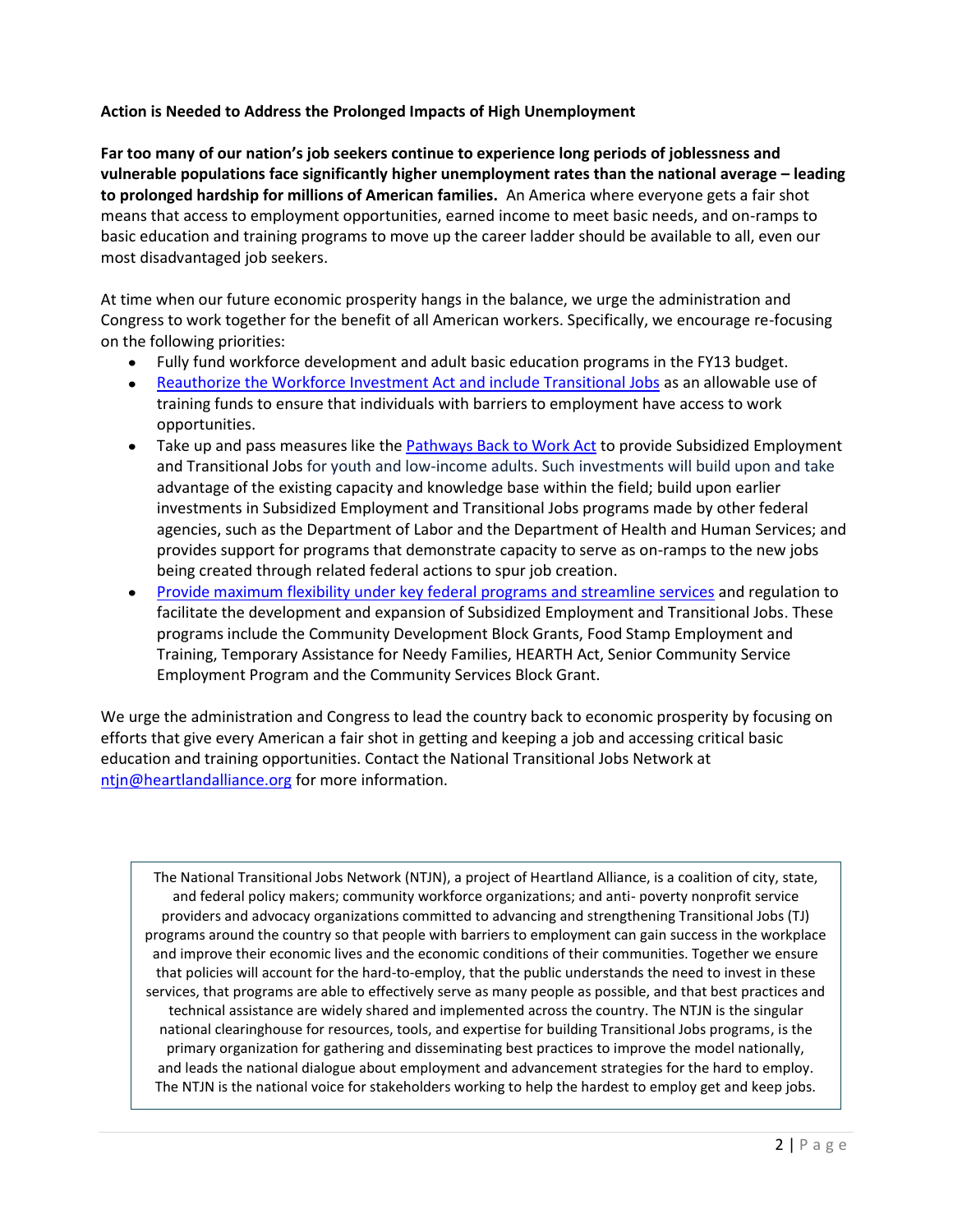**Action is Needed to Address the Prolonged Impacts of High Unemployment**

**Far too many of our nation's job seekers continue to experience long periods of joblessness and vulnerable populations face significantly higher unemployment rates than the national average – leading to prolonged hardship for millions of American families.** An America where everyone gets a fair shot means that access to employment opportunities, earned income to meet basic needs, and on-ramps to basic education and training programs to move up the career ladder should be available to all, even our most disadvantaged job seekers.

At time when our future economic prosperity hangs in the balance, we urge the administration and Congress to work together for the benefit of all American workers. Specifically, we encourage re-focusing on the following priorities:

- Fully fund workforce development and adult basic education programs in the FY13 budget.
- Reauthorize the Workforce Investment Act and include Transitional Jobs as an allowable use of training funds to ensure that individuals with barriers to employment have access to work opportunities.
- Take up and pass measures like the Pathways Back to Work Act to provide Subsidized Employment and Transitional Jobs for youth and low-income adults. Such investments will build upon and take advantage of the existing capacity and knowledge base within the field; build upon earlier investments in Subsidized Employment and Transitional Jobs programs made by other federal agencies, such as the Department of Labor and the Department of Health and Human Services; and provides support for programs that demonstrate capacity to serve as on-ramps to the new jobs being created through related federal actions to spur job creation.
- Provide maximum flexibility under key federal programs and streamline services and regulation to facilitate the development and expansion of Subsidized Employment and Transitional Jobs. These programs include the Community Development Block Grants, Food Stamp Employment and Training, Temporary Assistance for Needy Families, HEARTH Act, Senior Community Service Employment Program and the Community Services Block Grant.

We urge the administration and Congress to lead the country back to economic prosperity by focusing on efforts that give every American a fair shot in getting and keeping a job and accessing critical basic education and training opportunities. Contact the National Transitional Jobs Network at ntjn@heartlandalliance.org for more information.

The National Transitional Jobs Network (NTJN), a project of Heartland Alliance, is a coalition of city, state, and federal policy makers; community workforce organizations; and anti- poverty nonprofit service providers and advocacy organizations committed to advancing and strengthening Transitional Jobs (TJ) programs around the country so that people with barriers to employment can gain success in the workplace and improve their economic lives and the economic conditions of their communities. Together we ensure that policies will account for the hard-to-employ, that the public understands the need to invest in these services, that programs are able to effectively serve as many people as possible, and that best practices and technical assistance are widely shared and implemented across the country. The NTJN is the singular national clearinghouse for resources, tools, and expertise for building Transitional Jobs programs, is the primary organization for gathering and disseminating best practices to improve the model nationally, and leads the national dialogue about employment and advancement strategies for the hard to employ. The NTJN is the national voice for stakeholders working to help the hardest to employ get and keep jobs.